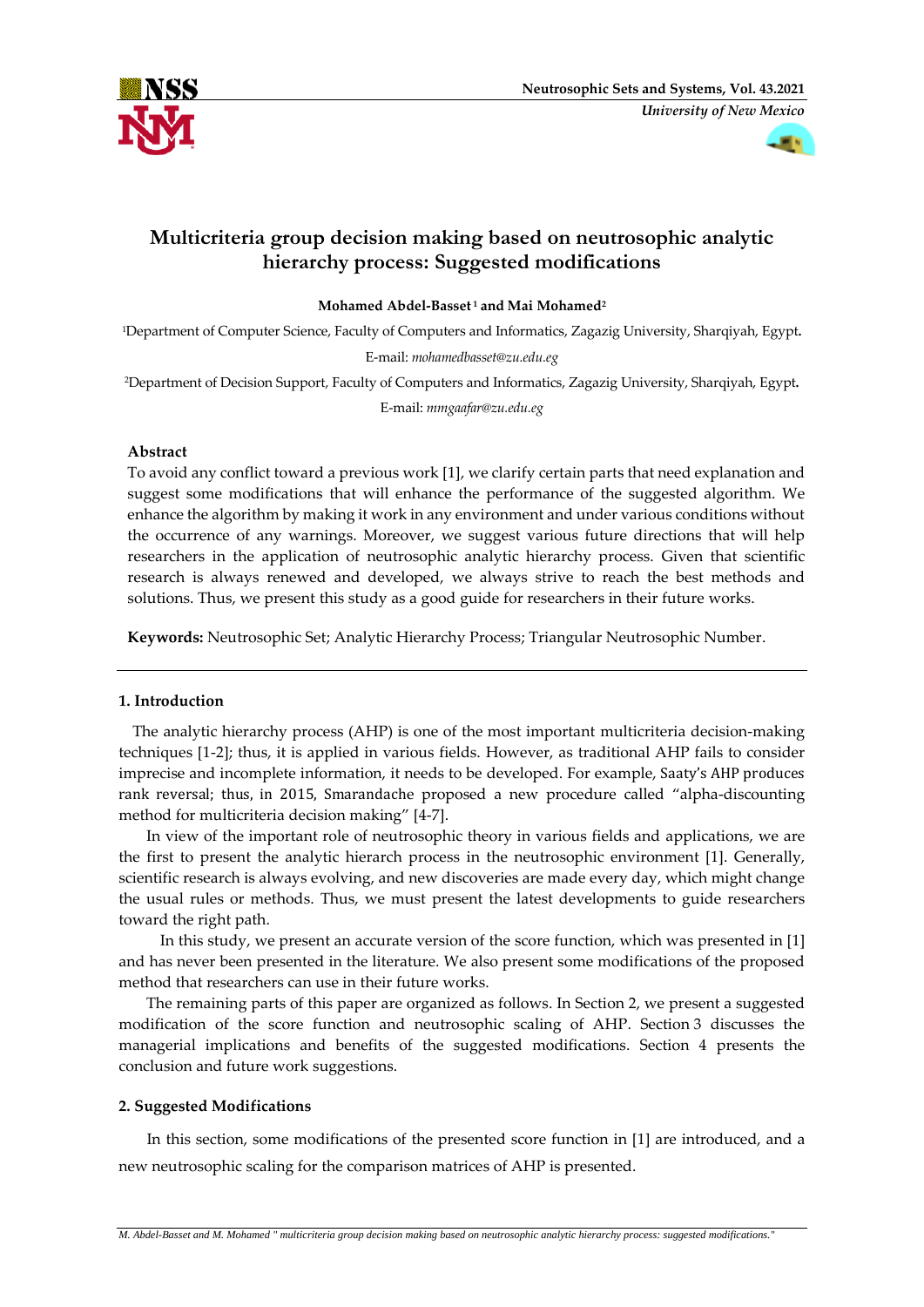# Multicriteria group decision making based on neutrosophic analytic hierarchy process: Suggested modifications

**Mohamed Abdel-Basset [1] and Mai Mohamed[2]**

[1]Department of Computer Science, Faculty of Computers and Informatics, Zagazig University, Sharqiyah, Egypt.

E-mail: *mohamedbasset@zu.edu.eg*

[2]Department of Decision Support, Faculty of Computers and Informatics, Zagazig University, Sharqiyah, Egypt.

E-mail: *mmgaafar@zu.edu.eg*

**Abstract**

To avoid any conflict toward a previous work [1], we clarify certain parts that need explanation and suggest some modifications that will enhance the performance of the suggested algorithm. We enhance the algorithm by making it work in any environment and under various conditions without the occurrence of any warnings. Moreover, we suggest various future directions that will help researchers in the application of neutrosophic analytic hierarchy process. Given that scientific research is always renewed and developed, we always strive to reach the best methods and solutions. Thus, we present this study as a good guide for researchers in their future works.

**Keywords:** Neutrosophic Set; Analytic Hierarchy Process; Triangular Neutrosophic Number.

## 1. Introduction

The analytic hierarchy process (AHP) is one of the most important multicriteria decision-making techniques [1-2]; thus, it is applied in various fields. However, as traditional AHP fails to consider imprecise and incomplete information, it needs to be developed. For example, Saaty's AHP produces rank reversal; thus, in 2015, Smarandache proposed a new procedure called "alpha-discounting method for multicriteria decision making" [4-7].

In view of the important role of neutrosophic theory in various fields and applications, we are the first to present the analytic hierarch process in the neutrosophic environment [1]. Generally, scientific research is always evolving, and new discoveries are made every day, which might change the usual rules or methods. Thus, we must present the latest developments to guide researchers toward the right path.

In this study, we present an accurate version of the score function, which was presented in [1] and has never been presented in the literature. We also present some modifications of the proposed method that researchers can use in their future works.

The remaining parts of this paper are organized as follows. In Section 2, we present a suggested modification of the score function and neutrosophic scaling of AHP. Section 3 discusses the managerial implications and benefits of the suggested modifications. Section 4 presents the conclusion and future work suggestions.

## 2. Suggested Modifications

In this section, some modifications of the presented score function in [1] are introduced, and a new neutrosophic scaling for the comparison matrices of AHP is presented.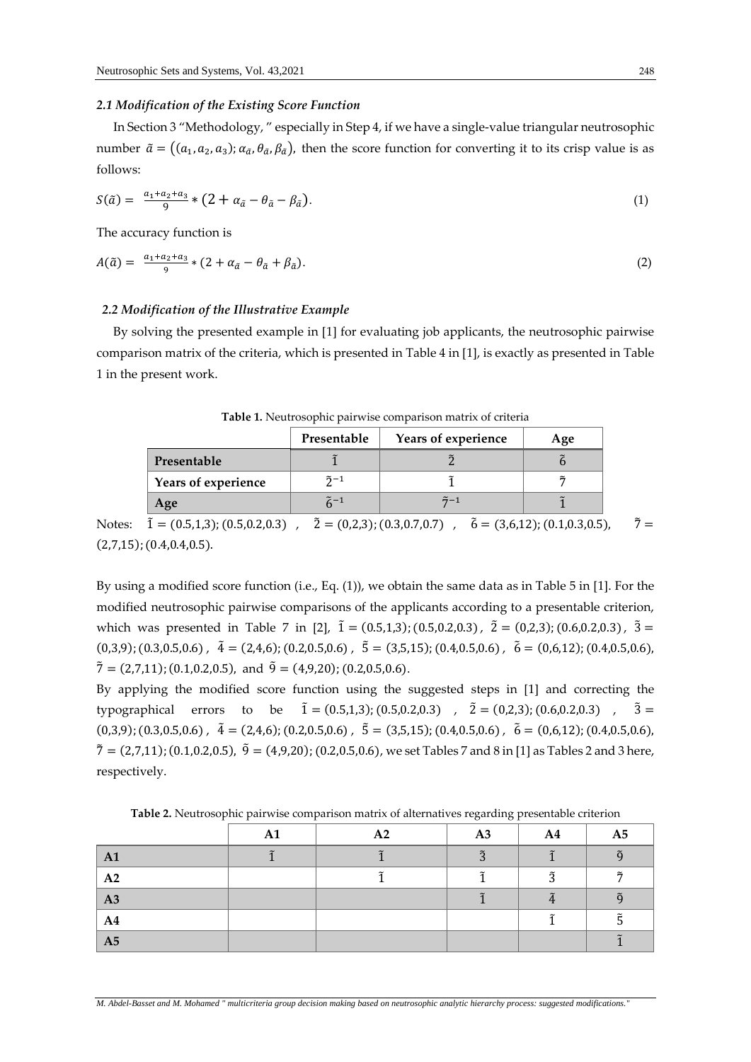### *2.1 Modification of the Existing Score Function*

In Section 3 "Methodology, " especially in Step 4, if we have a single-value triangular neutrosophic number $\tilde{a} = \left((a_1, a_2, a_3); \alpha_{\tilde{a}}, \theta_{\tilde{a}}, \beta_{\tilde{a}}\right)$, then the score function for converting it to its crisp value is as follows:

$$S(\tilde{a}) = \frac{a_1+a_2+a_3}{9} * (2 + \alpha_{\tilde{a}} - \theta_{\tilde{a}} - \beta_{\tilde{a}}). \tag{1}$$

The accuracy function is

$$A(\tilde{a}) = \frac{a_1+a_2+a_3}{9} * (2 + \alpha_{\tilde{a}} - \theta_{\tilde{a}} + \beta_{\tilde{a}}). \tag{2}$$

### *2.2 Modification of the Illustrative Example*

By solving the presented example in [1] for evaluating job applicants, the neutrosophic pairwise comparison matrix of the criteria, which is presented in Table 4 in [1], is exactly as presented in Table 1 in the present work.

**Table 1.** Neutrosophic pairwise comparison matrix of criteria

| | Presentable | Years of experience | Age |
|---|---|---|---|
| **Presentable** | $\tilde{1}$ | $\tilde{2}$ | $\tilde{6}$ |
| **Years of experience** | $\tilde{2}^{-1}$ | $\tilde{1}$ | $\tilde{7}$ |
| **Age** | $\tilde{6}^{-1}$ | $\tilde{7}^{-1}$ | $\tilde{1}$ |

Notes: $\tilde{1} = (0.5,1,3); (0.5,0.2,0.3)$ , $\tilde{2} = (0,2,3); (0.3,0.7,0.7)$ , $\tilde{6} = (3,6,12); (0.1,0.3,0.5)$, $\tilde{7} = (2,7,15); (0.4,0.4,0.5)$.

By using a modified score function (i.e., Eq. (1)), we obtain the same data as in Table 5 in [1]. For the modified neutrosophic pairwise comparisons of the applicants according to a presentable criterion, which was presented in Table 7 in [2], $\tilde{1} = (0.5,1,3); (0.5,0.2,0.3)$ , $\tilde{2} = (0,2,3); (0.6,0.2,0.3)$ , $\tilde{3} = (0,3,9); (0.3,0.5,0.6)$ , $\tilde{4} = (2,4,6); (0.2,0.5,0.6)$ , $\tilde{5} = (3,5,15); (0.4,0.5,0.6)$ , $\tilde{6} = (0,6,12); (0.4,0.5,0.6)$, $\tilde{7} = (2,7,11); (0.1,0.2,0.5)$, and $\tilde{9} = (4,9,20); (0.2,0.5,0.6)$.

By applying the modified score function using the suggested steps in [1] and correcting the typographical errors to be $\tilde{1} = (0.5,1,3); (0.5,0.2,0.3)$ , $\tilde{2} = (0,2,3); (0.6,0.2,0.3)$ , $\tilde{3} = (0,3,9); (0.3,0.5,0.6)$ , $\tilde{4} = (2,4,6); (0.2,0.5,0.6)$ , $\tilde{5} = (3,5,15); (0.4,0.5,0.6)$ , $\tilde{6} = (0,6,12); (0.4,0.5,0.6)$, $\tilde{7} = (2,7,11); (0.1,0.2,0.5)$, $\tilde{9} = (4,9,20); (0.2,0.5,0.6)$, we set Tables 7 and 8 in [1] as Tables 2 and 3 here, respectively.

**Table 2.** Neutrosophic pairwise comparison matrix of alternatives regarding presentable criterion

| | A1 | A2 | A3 | A4 | A5 |
|---|---|---|---|---|---|
| **A1** | $\tilde{1}$ | $\tilde{1}$ | $\tilde{3}$ | $\tilde{1}$ | $\tilde{9}$ |
| **A2** | | $\tilde{1}$ | $\tilde{1}$ | $\tilde{3}$ | $\tilde{7}$ |
| **A3** | | | $\tilde{1}$ | $\tilde{4}$ | $\tilde{9}$ |
| **A4** | | | | $\tilde{1}$ | $\tilde{5}$ |
| **A5** | | | | | $\tilde{1}$ |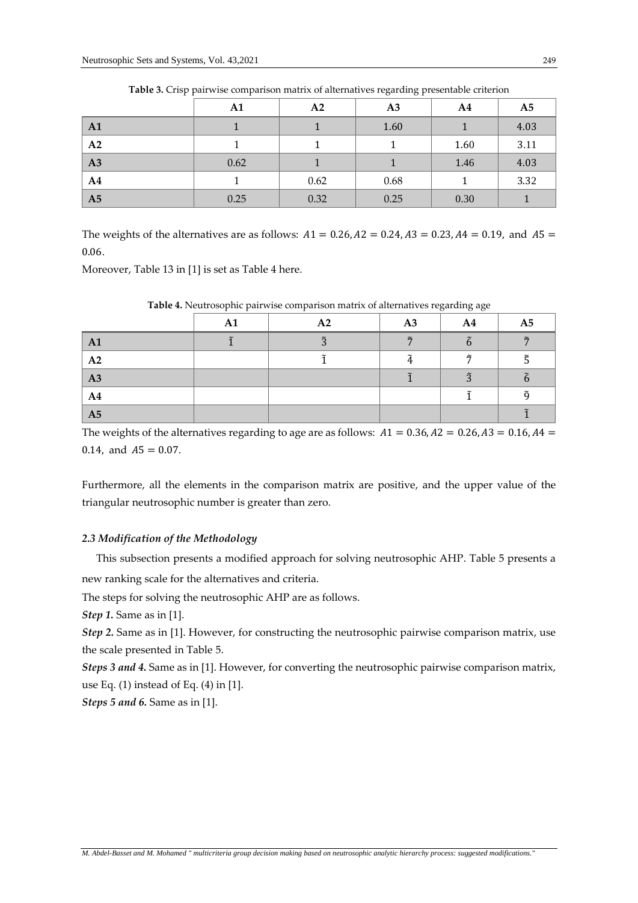**Table 3.** Crisp pairwise comparison matrix of alternatives regarding presentable criterion

| | A1 | A2 | A3 | A4 | A5 |
|---|---|---|---|---|---|
| **A1** | 1 | 1 | 1.60 | 1 | 4.03 |
| **A2** | 1 | 1 | 1 | 1.60 | 3.11 |
| **A3** | 0.62 | 1 | 1 | 1.46 | 4.03 |
| **A4** | 1 | 0.62 | 0.68 | 1 | 3.32 |
| **A5** | 0.25 | 0.32 | 0.25 | 0.30 | 1 |

The weights of the alternatives are as follows: $A1 = 0.26, A2 = 0.24, A3 = 0.23, A4 = 0.19,$ and $A5 = 0.06$.

Moreover, Table 13 in [1] is set as Table 4 here.

**Table 4.** Neutrosophic pairwise comparison matrix of alternatives regarding age

| | A1 | A2 | A3 | A4 | A5 |
|---|---|---|---|---|---|
| **A1** | $\tilde{1}$ | $\tilde{3}$ | $\tilde{7}$ | $\tilde{6}$ | $\tilde{7}$ |
| **A2** | | $\tilde{1}$ | $\tilde{4}$ | $\tilde{7}$ | $\tilde{5}$ |
| **A3** | | | $\tilde{1}$ | $\tilde{3}$ | $\tilde{6}$ |
| **A4** | | | | $\tilde{1}$ | $\tilde{9}$ |
| **A5** | | | | | $\tilde{1}$ |

The weights of the alternatives regarding to age are as follows: $A1 = 0.36, A2 = 0.26, A3 = 0.16, A4 = 0.14,$ and $A5 = 0.07$.

Furthermore, all the elements in the comparison matrix are positive, and the upper value of the triangular neutrosophic number is greater than zero.

### *2.3 Modification of the Methodology*

This subsection presents a modified approach for solving neutrosophic AHP. Table 5 presents a new ranking scale for the alternatives and criteria.

The steps for solving the neutrosophic AHP are as follows.

***Step 1.*** Same as in [1].

***Step 2.*** Same as in [1]. However, for constructing the neutrosophic pairwise comparison matrix, use the scale presented in Table 5.

***Steps 3 and 4.*** Same as in [1]. However, for converting the neutrosophic pairwise comparison matrix, use Eq. (1) instead of Eq. (4) in [1].

***Steps 5 and 6.*** Same as in [1].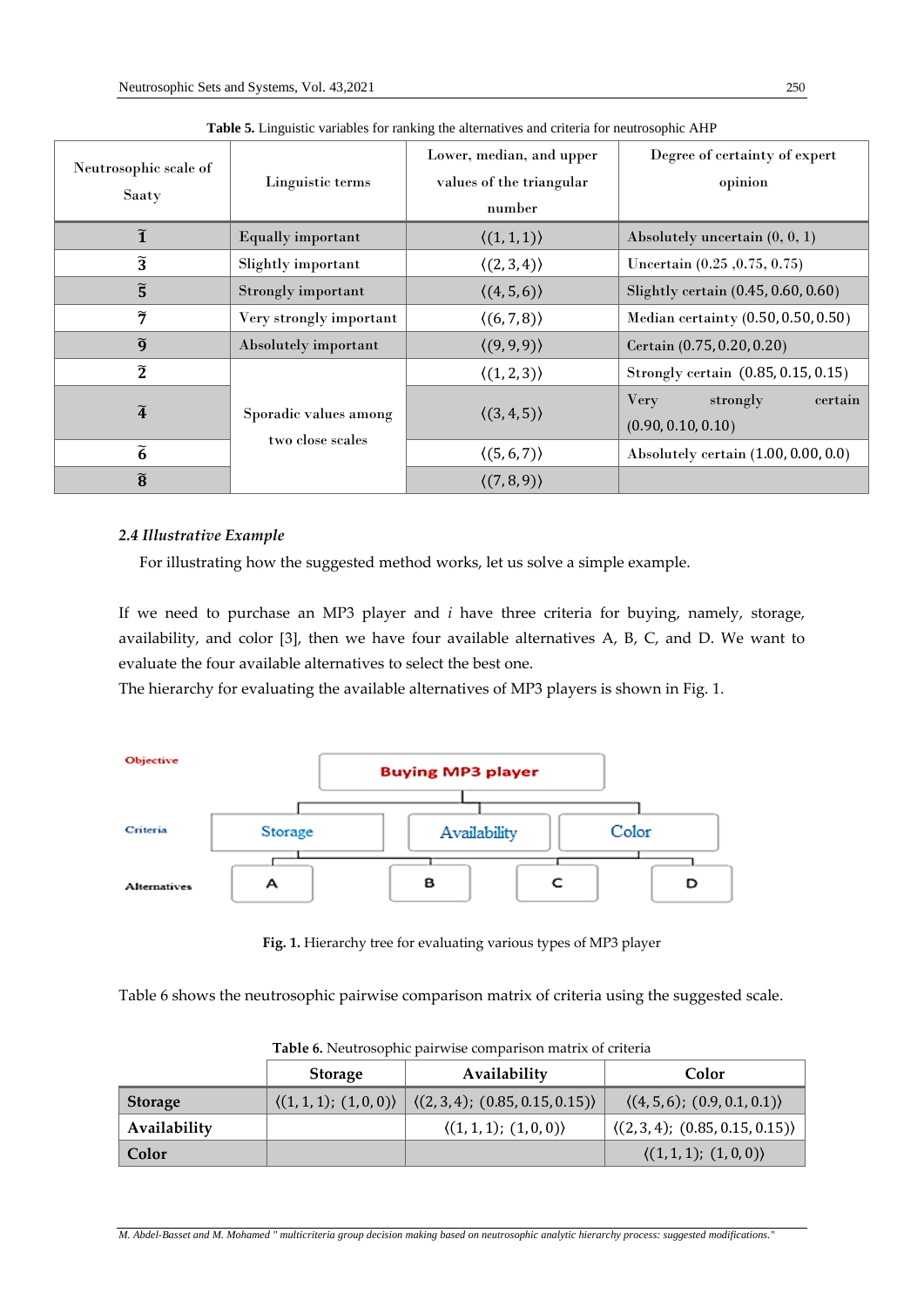**Table 5.** Linguistic variables for ranking the alternatives and criteria for neutrosophic AHP

| Neutrosophic scale of Saaty | Linguistic terms | Lower, median, and upper values of the triangular number | Degree of certainty of expert opinion |
|---|---|---|---|
| $\tilde{1}$ | Equally important | $\langle(1, 1, 1)\rangle$ | Absolutely uncertain (0, 0, 1) |
| $\tilde{3}$ | Slightly important | $\langle(2, 3, 4)\rangle$ | Uncertain (0.25 ,0.75, 0.75) |
| $\tilde{5}$ | Strongly important | $\langle(4, 5, 6)\rangle$ | Slightly certain (0.45, 0.60, 0.60) |
| $\tilde{7}$ | Very strongly important | $\langle(6, 7, 8)\rangle$ | Median certainty (0.50, 0.50, 0.50) |
| $\tilde{9}$ | Absolutely important | $\langle(9, 9, 9)\rangle$ | Certain (0.75, 0.20, 0.20) |
| $\tilde{2}$ | Sporadic values among two close scales | $\langle(1, 2, 3)\rangle$ | Strongly certain (0.85, 0.15, 0.15) |
| $\tilde{4}$ | | $\langle(3, 4, 5)\rangle$ | Very strongly certain (0.90, 0.10, 0.10) |
| $\tilde{6}$ | | $\langle(5, 6, 7)\rangle$ | Absolutely certain (1.00, 0.00, 0.0) |
| $\tilde{8}$ | | $\langle(7, 8, 9)\rangle$ | |

### *2.4 Illustrative Example*

For illustrating how the suggested method works, let us solve a simple example.

If we need to purchase an MP3 player and *i* have three criteria for buying, namely, storage, availability, and color [3], then we have four available alternatives A, B, C, and D. We want to evaluate the four available alternatives to select the best one.

The hierarchy for evaluating the available alternatives of MP3 players is shown in Fig. 1.

Objective: Buying MP3 player

Criteria: Storage, Availability, Color

Alternatives: A, B, C, D

**Fig. 1.** Hierarchy tree for evaluating various types of MP3 player

Table 6 shows the neutrosophic pairwise comparison matrix of criteria using the suggested scale.

**Table 6.** Neutrosophic pairwise comparison matrix of criteria

| | Storage | Availability | Color |
|---|---|---|---|
| **Storage** | $\langle(1,1,1);\ (1,0,0)\rangle$ | $\langle(2,3,4);\ (0.85,0.15,0.15)\rangle$ | $\langle(4,5,6);\ (0.9,0.1,0.1)\rangle$ |
| **Availability** | | $\langle(1,1,1);\ (1,0,0)\rangle$ | $\langle(2,3,4);\ (0.85,0.15,0.15)\rangle$ |
| **Color** | | | $\langle(1,1,1);\ (1,0,0)\rangle$ |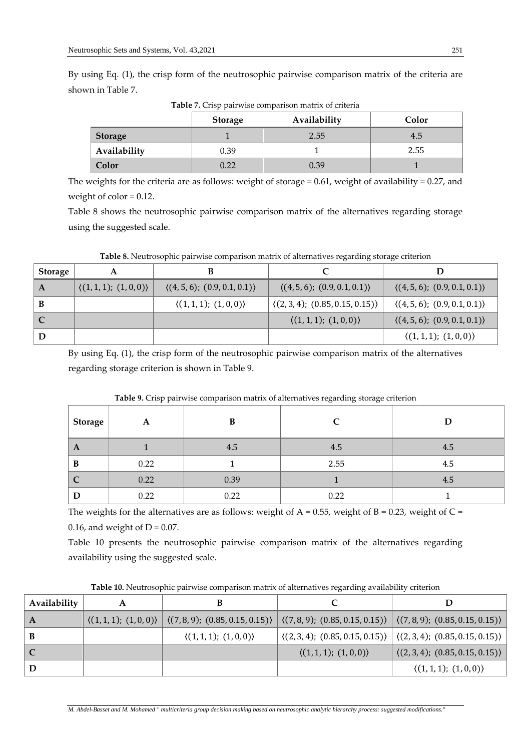By using Eq. (1), the crisp form of the neutrosophic pairwise comparison matrix of the criteria are shown in Table 7.

**Table 7.** Crisp pairwise comparison matrix of criteria

| | Storage | Availability | Color |
|---|---|---|---|
| **Storage** | 1 | 2.55 | 4.5 |
| **Availability** | 0.39 | 1 | 2.55 |
| **Color** | 0.22 | 0.39 | 1 |

The weights for the criteria are as follows: weight of storage = 0.61, weight of availability = 0.27, and weight of color = 0.12.

Table 8 shows the neutrosophic pairwise comparison matrix of the alternatives regarding storage using the suggested scale.

**Table 8.** Neutrosophic pairwise comparison matrix of alternatives regarding storage criterion

| Storage | A | B | C | D |
|---|---|---|---|---|
| **A** | $\langle(1,1,1);\ (1,0,0)\rangle$ | $\langle(4,5,6);\ (0.9,0.1,0.1)\rangle$ | $\langle(4,5,6);\ (0.9,0.1,0.1)\rangle$ | $\langle(4,5,6);\ (0.9,0.1,0.1)\rangle$ |
| **B** | | $\langle(1,1,1);\ (1,0,0)\rangle$ | $\langle(2,3,4);\ (0.85,0.15,0.15)\rangle$ | $\langle(4,5,6);\ (0.9,0.1,0.1)\rangle$ |
| **C** | | | $\langle(1,1,1);\ (1,0,0)\rangle$ | $\langle(4,5,6);\ (0.9,0.1,0.1)\rangle$ |
| **D** | | | | $\langle(1,1,1);\ (1,0,0)\rangle$ |

By using Eq. (1), the crisp form of the neutrosophic pairwise comparison matrix of the alternatives regarding storage criterion is shown in Table 9.

**Table 9.** Crisp pairwise comparison matrix of alternatives regarding storage criterion

| Storage | A | B | C | D |
|---|---|---|---|---|
| **A** | 1 | 4.5 | 4.5 | 4.5 |
| **B** | 0.22 | 1 | 2.55 | 4.5 |
| **C** | 0.22 | 0.39 | 1 | 4.5 |
| **D** | 0.22 | 0.22 | 0.22 | 1 |

The weights for the alternatives are as follows: weight of A = 0.55, weight of B = 0.23, weight of C = 0.16, and weight of D = 0.07.

Table 10 presents the neutrosophic pairwise comparison matrix of the alternatives regarding availability using the suggested scale.

**Table 10.** Neutrosophic pairwise comparison matrix of alternatives regarding availability criterion

| Availability | A | B | C | D |
|---|---|---|---|---|
| **A** | $\langle(1,1,1);\ (1,0,0)\rangle$ | $\langle(7,8,9);\ (0.85,0.15,0.15)\rangle$ | $\langle(7,8,9);\ (0.85,0.15,0.15)\rangle$ | $\langle(7,8,9);\ (0.85,0.15,0.15)\rangle$ |
| **B** | | $\langle(1,1,1);\ (1,0,0)\rangle$ | $\langle(2,3,4);\ (0.85,0.15,0.15)\rangle$ | $\langle(2,3,4);\ (0.85,0.15,0.15)\rangle$ |
| **C** | | | $\langle(1,1,1);\ (1,0,0)\rangle$ | $\langle(2,3,4);\ (0.85,0.15,0.15)\rangle$ |
| **D** | | | | $\langle(1,1,1);\ (1,0,0)\rangle$ |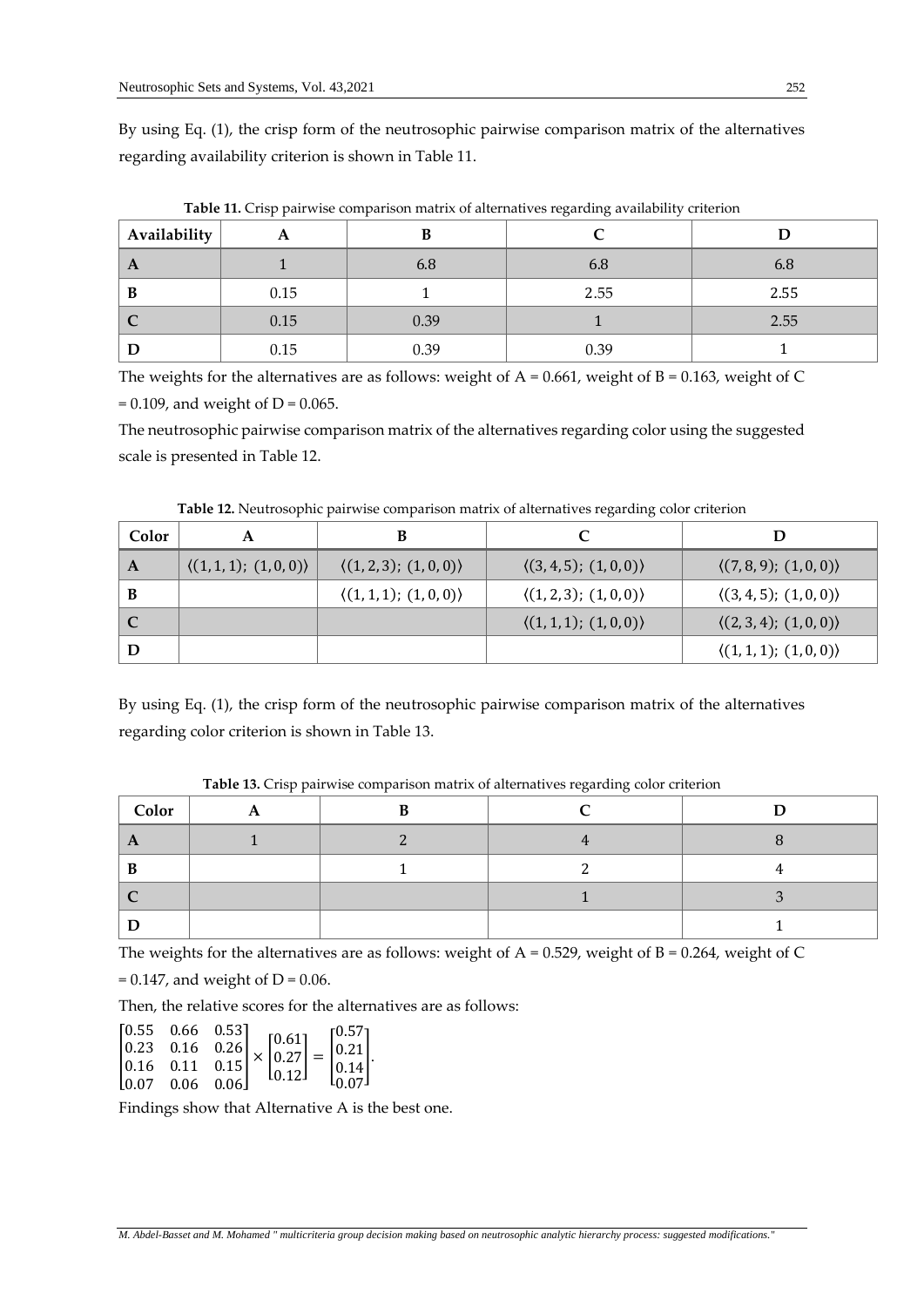By using Eq. (1), the crisp form of the neutrosophic pairwise comparison matrix of the alternatives regarding availability criterion is shown in Table 11.

**Table 11.** Crisp pairwise comparison matrix of alternatives regarding availability criterion

| Availability | A | B | C | D |
|---|---|---|---|---|
| A | 1 | 6.8 | 6.8 | 6.8 |
| B | 0.15 | 1 | 2.55 | 2.55 |
| C | 0.15 | 0.39 | 1 | 2.55 |
| D | 0.15 | 0.39 | 0.39 | 1 |

The weights for the alternatives are as follows: weight of A = 0.661, weight of B = 0.163, weight of C = 0.109, and weight of D = 0.065.

The neutrosophic pairwise comparison matrix of the alternatives regarding color using the suggested scale is presented in Table 12.

**Table 12.** Neutrosophic pairwise comparison matrix of alternatives regarding color criterion

| Color | A | B | C | D |
|---|---|---|---|---|
| A | $\langle(1,1,1);\ (1,0,0)\rangle$ | $\langle(1,2,3);\ (1,0,0)\rangle$ | $\langle(3,4,5);\ (1,0,0)\rangle$ | $\langle(7,8,9);\ (1,0,0)\rangle$ |
| B | | $\langle(1,1,1);\ (1,0,0)\rangle$ | $\langle(1,2,3);\ (1,0,0)\rangle$ | $\langle(3,4,5);\ (1,0,0)\rangle$ |
| C | | | $\langle(1,1,1);\ (1,0,0)\rangle$ | $\langle(2,3,4);\ (1,0,0)\rangle$ |
| D | | | | $\langle(1,1,1);\ (1,0,0)\rangle$ |

By using Eq. (1), the crisp form of the neutrosophic pairwise comparison matrix of the alternatives regarding color criterion is shown in Table 13.

**Table 13.** Crisp pairwise comparison matrix of alternatives regarding color criterion

| Color | A | B | C | D |
|---|---|---|---|---|
| A | 1 | 2 | 4 | 8 |
| B | | 1 | 2 | 4 |
| C | | | 1 | 3 |
| D | | | | 1 |

The weights for the alternatives are as follows: weight of A = 0.529, weight of B = 0.264, weight of C = 0.147, and weight of D = 0.06.

Then, the relative scores for the alternatives are as follows:

$$\begin{bmatrix} 0.55 & 0.66 & 0.53 \\ 0.23 & 0.16 & 0.26 \\ 0.16 & 0.11 & 0.15 \\ 0.07 & 0.06 & 0.06 \end{bmatrix} \times \begin{bmatrix} 0.61 \\ 0.27 \\ 0.12 \end{bmatrix} = \begin{bmatrix} 0.57 \\ 0.21 \\ 0.14 \\ 0.07 \end{bmatrix}.$$

Findings show that Alternative A is the best one.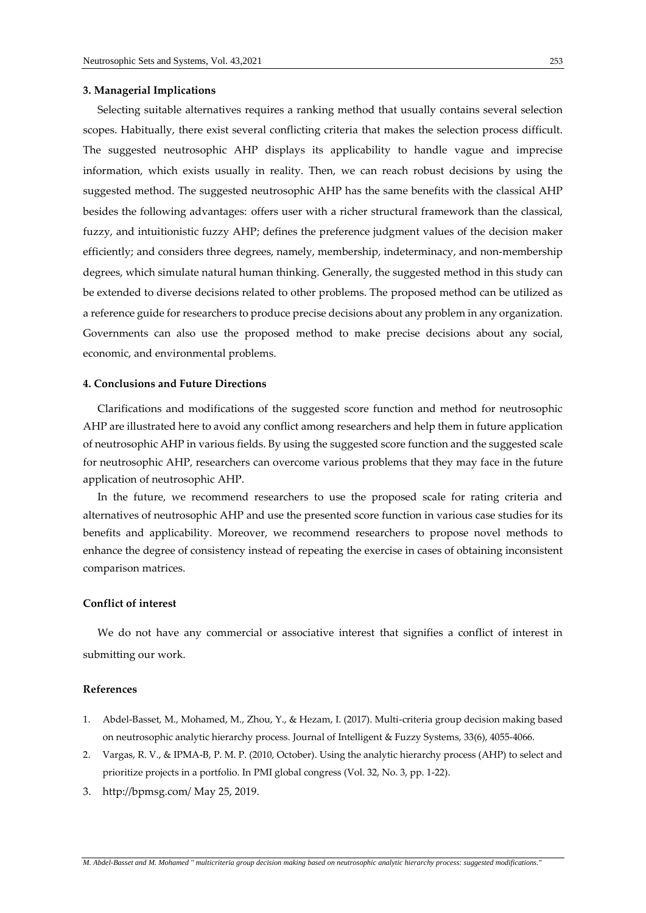## 3. Managerial Implications

Selecting suitable alternatives requires a ranking method that usually contains several selection scopes. Habitually, there exist several conflicting criteria that makes the selection process difficult. The suggested neutrosophic AHP displays its applicability to handle vague and imprecise information, which exists usually in reality. Then, we can reach robust decisions by using the suggested method. The suggested neutrosophic AHP has the same benefits with the classical AHP besides the following advantages: offers user with a richer structural framework than the classical, fuzzy, and intuitionistic fuzzy AHP; defines the preference judgment values of the decision maker efficiently; and considers three degrees, namely, membership, indeterminacy, and non-membership degrees, which simulate natural human thinking. Generally, the suggested method in this study can be extended to diverse decisions related to other problems. The proposed method can be utilized as a reference guide for researchers to produce precise decisions about any problem in any organization. Governments can also use the proposed method to make precise decisions about any social, economic, and environmental problems.

## 4. Conclusions and Future Directions

Clarifications and modifications of the suggested score function and method for neutrosophic AHP are illustrated here to avoid any conflict among researchers and help them in future application of neutrosophic AHP in various fields. By using the suggested score function and the suggested scale for neutrosophic AHP, researchers can overcome various problems that they may face in the future application of neutrosophic AHP.

In the future, we recommend researchers to use the proposed scale for rating criteria and alternatives of neutrosophic AHP and use the presented score function in various case studies for its benefits and applicability. Moreover, we recommend researchers to propose novel methods to enhance the degree of consistency instead of repeating the exercise in cases of obtaining inconsistent comparison matrices.

## Conflict of interest

We do not have any commercial or associative interest that signifies a conflict of interest in submitting our work.

## References

1. Abdel-Basset, M., Mohamed, M., Zhou, Y., & Hezam, I. (2017). Multi-criteria group decision making based on neutrosophic analytic hierarchy process. Journal of Intelligent & Fuzzy Systems, 33(6), 4055-4066.
2. Vargas, R. V., & IPMA-B, P. M. P. (2010, October). Using the analytic hierarchy process (AHP) to select and prioritize projects in a portfolio. In PMI global congress (Vol. 32, No. 3, pp. 1-22).
3. http://bpmsg.com/ May 25, 2019.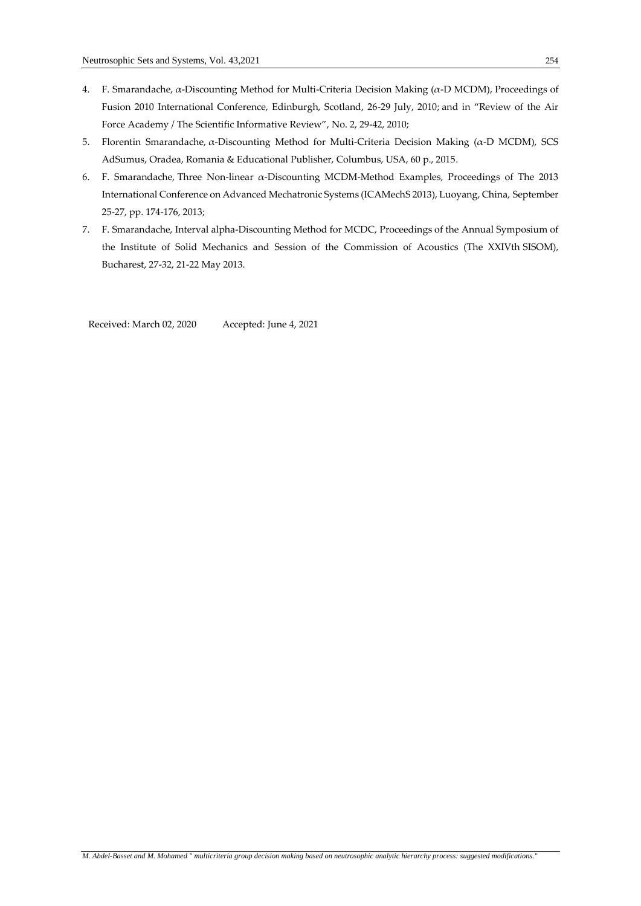4. F. Smarandache, $\alpha$-Discounting Method for Multi-Criteria Decision Making ($\alpha$-D MCDM), Proceedings of Fusion 2010 International Conference, Edinburgh, Scotland, 26-29 July, 2010; and in "Review of the Air Force Academy / The Scientific Informative Review", No. 2, 29-42, 2010;
5. Florentin Smarandache, $\alpha$-Discounting Method for Multi-Criteria Decision Making ($\alpha$-D MCDM), SCS AdSumus, Oradea, Romania & Educational Publisher, Columbus, USA, 60 p., 2015.
6. F. Smarandache, Three Non-linear $\alpha$-Discounting MCDM-Method Examples, Proceedings of The 2013 International Conference on Advanced Mechatronic Systems (ICAMechS 2013), Luoyang, China, September 25-27, pp. 174-176, 2013;
7. F. Smarandache, Interval alpha-Discounting Method for MCDC, Proceedings of the Annual Symposium of the Institute of Solid Mechanics and Session of the Commission of Acoustics (The XXIVth SISOM), Bucharest, 27-32, 21-22 May 2013.

Received: March 02, 2020 Accepted: June 4, 2021